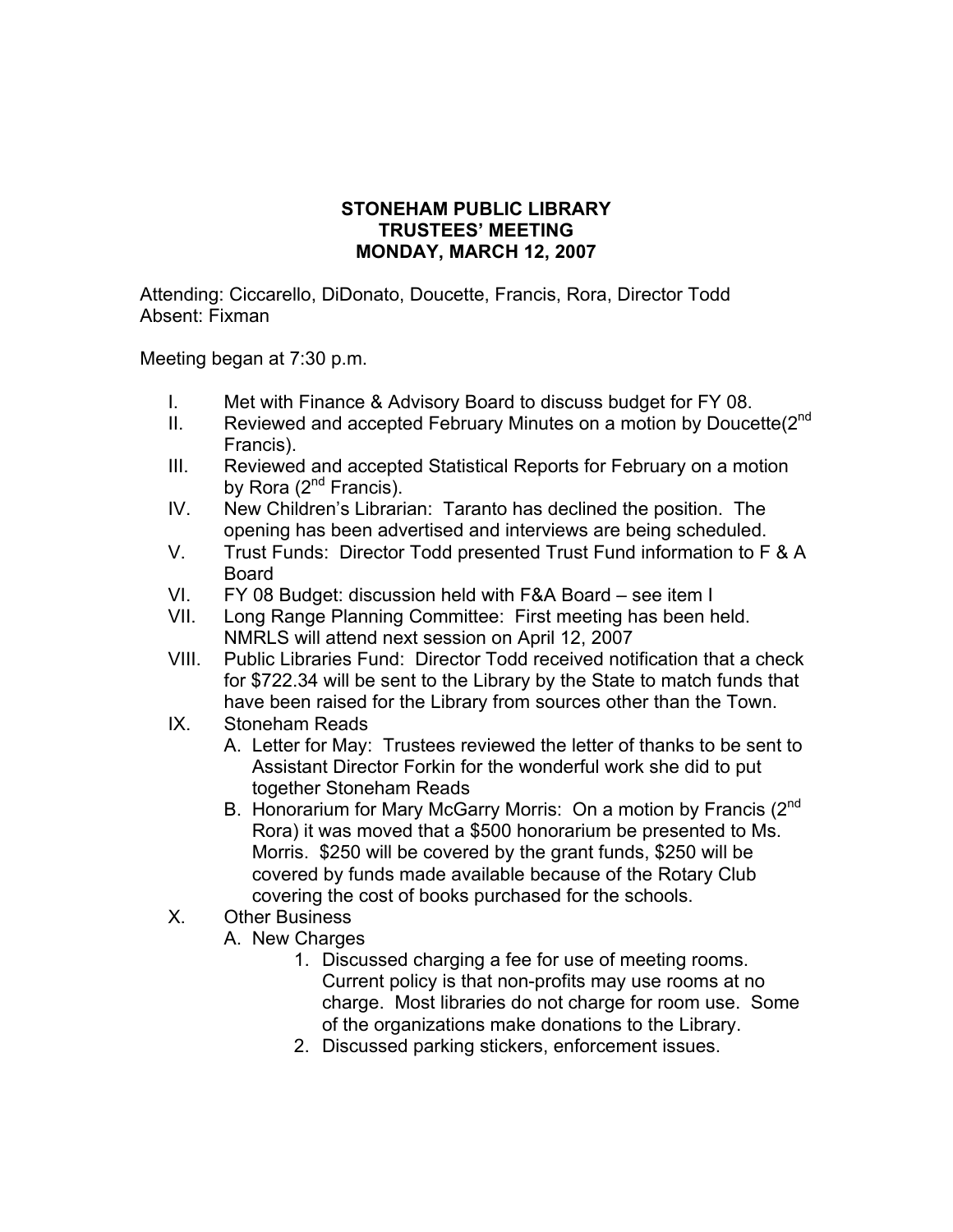# STONEHAM PUBLIC LIBRARY
## TRUSTEES' MEETING
## MONDAY, MARCH 12, 2007

Attending: Ciccarello, DiDonato, Doucette, Francis, Rora, Director Todd
Absent: Fixman

Meeting began at 7:30 p.m.

I. Met with Finance & Advisory Board to discuss budget for FY 08.

II. Reviewed and accepted February Minutes on a motion by Doucette(2nd Francis).

III. Reviewed and accepted Statistical Reports for February on a motion by Rora (2nd Francis).

IV. New Children's Librarian: Taranto has declined the position. The opening has been advertised and interviews are being scheduled.

V. Trust Funds: Director Todd presented Trust Fund information to F & A Board

VI. FY 08 Budget: discussion held with F&A Board – see item I

VII. Long Range Planning Committee: First meeting has been held. NMRLS will attend next session on April 12, 2007

VIII. Public Libraries Fund: Director Todd received notification that a check for $722.34 will be sent to the Library by the State to match funds that have been raised for the Library from sources other than the Town.

IX. Stoneham Reads
   - A. Letter for May: Trustees reviewed the letter of thanks to be sent to Assistant Director Forkin for the wonderful work she did to put together Stoneham Reads
   - B. Honorarium for Mary McGarry Morris: On a motion by Francis (2nd Rora) it was moved that a $500 honorarium be presented to Ms. Morris. $250 will be covered by the grant funds, $250 will be covered by funds made available because of the Rotary Club covering the cost of books purchased for the schools.

X. Other Business
   - A. New Charges
      1. Discussed charging a fee for use of meeting rooms. Current policy is that non-profits may use rooms at no charge. Most libraries do not charge for room use. Some of the organizations make donations to the Library.
      2. Discussed parking stickers, enforcement issues.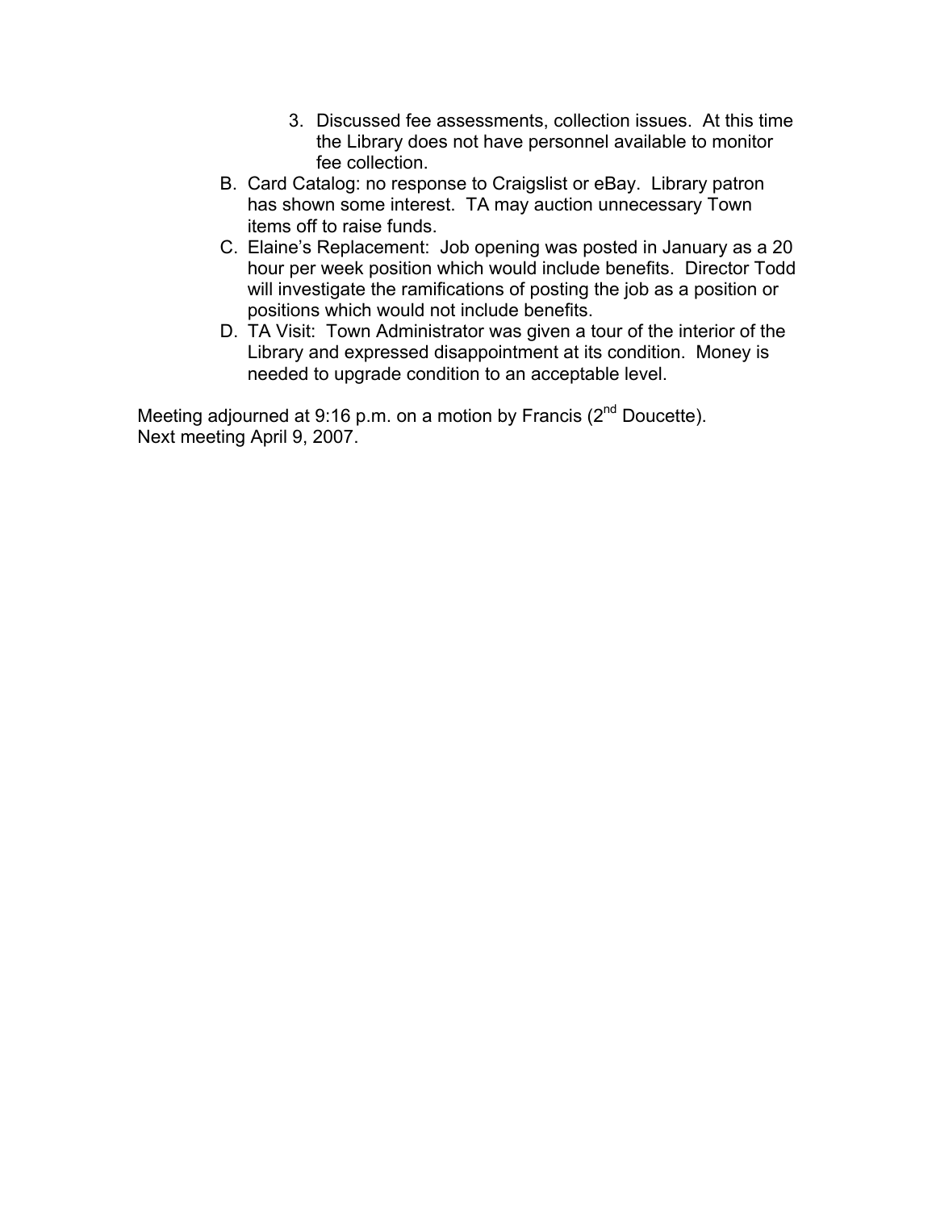3. Discussed fee assessments, collection issues. At this time the Library does not have personnel available to monitor fee collection.

B. Card Catalog: no response to Craigslist or eBay. Library patron has shown some interest. TA may auction unnecessary Town items off to raise funds.

C. Elaine's Replacement: Job opening was posted in January as a 20 hour per week position which would include benefits. Director Todd will investigate the ramifications of posting the job as a position or positions which would not include benefits.

D. TA Visit: Town Administrator was given a tour of the interior of the Library and expressed disappointment at its condition. Money is needed to upgrade condition to an acceptable level.

Meeting adjourned at 9:16 p.m. on a motion by Francis (2nd Doucette).
Next meeting April 9, 2007.